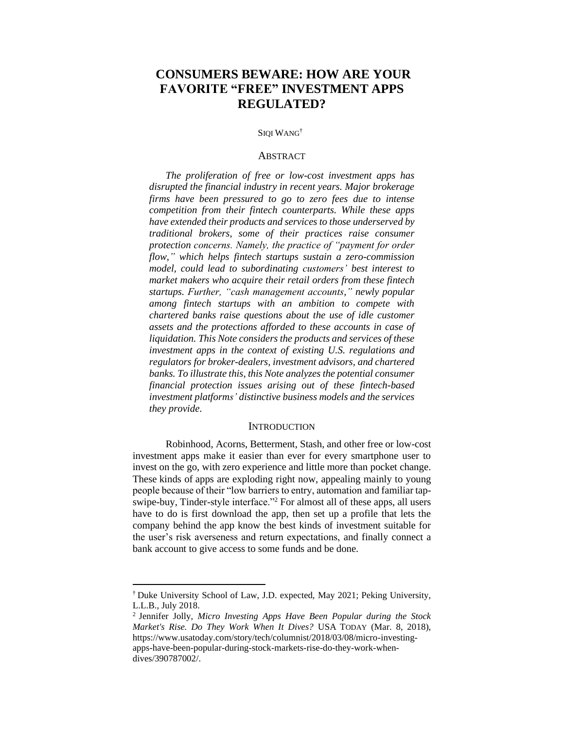# CONSUMERS BEWARE: HOW ARE YOUR FAVORITE "FREE" INVESTMENT APPS REGULATED?

SIQI WANG[†]

## ABSTRACT

*The proliferation of free or low-cost investment apps has disrupted the financial industry in recent years. Major brokerage firms have been pressured to go to zero fees due to intense competition from their fintech counterparts. While these apps have extended their products and services to those underserved by traditional brokers, some of their practices raise consumer protection concerns. Namely, the practice of "payment for order flow," which helps fintech startups sustain a zero-commission model, could lead to subordinating customers' best interest to market makers who acquire their retail orders from these fintech startups. Further, "cash management accounts," newly popular among fintech startups with an ambition to compete with chartered banks raise questions about the use of idle customer assets and the protections afforded to these accounts in case of liquidation. This Note considers the products and services of these investment apps in the context of existing U.S. regulations and regulators for broker-dealers, investment advisors, and chartered banks. To illustrate this, this Note analyzes the potential consumer financial protection issues arising out of these fintech-based investment platforms' distinctive business models and the services they provide.*

## INTRODUCTION

Robinhood, Acorns, Betterment, Stash, and other free or low-cost investment apps make it easier than ever for every smartphone user to invest on the go, with zero experience and little more than pocket change. These kinds of apps are exploding right now, appealing mainly to young people because of their "low barriers to entry, automation and familiar tap-swipe-buy, Tinder-style interface."[2] For almost all of these apps, all users have to do is first download the app, then set up a profile that lets the company behind the app know the best kinds of investment suitable for the user's risk averseness and return expectations, and finally connect a bank account to give access to some funds and be done.

---

[†] Duke University School of Law, J.D. expected, May 2021; Peking University, L.L.B., July 2018.

[2] Jennifer Jolly, *Micro Investing Apps Have Been Popular during the Stock Market's Rise. Do They Work When It Dives?* USA TODAY (Mar. 8, 2018), https://www.usatoday.com/story/tech/columnist/2018/03/08/micro-investing-apps-have-been-popular-during-stock-markets-rise-do-they-work-when-dives/390787002/.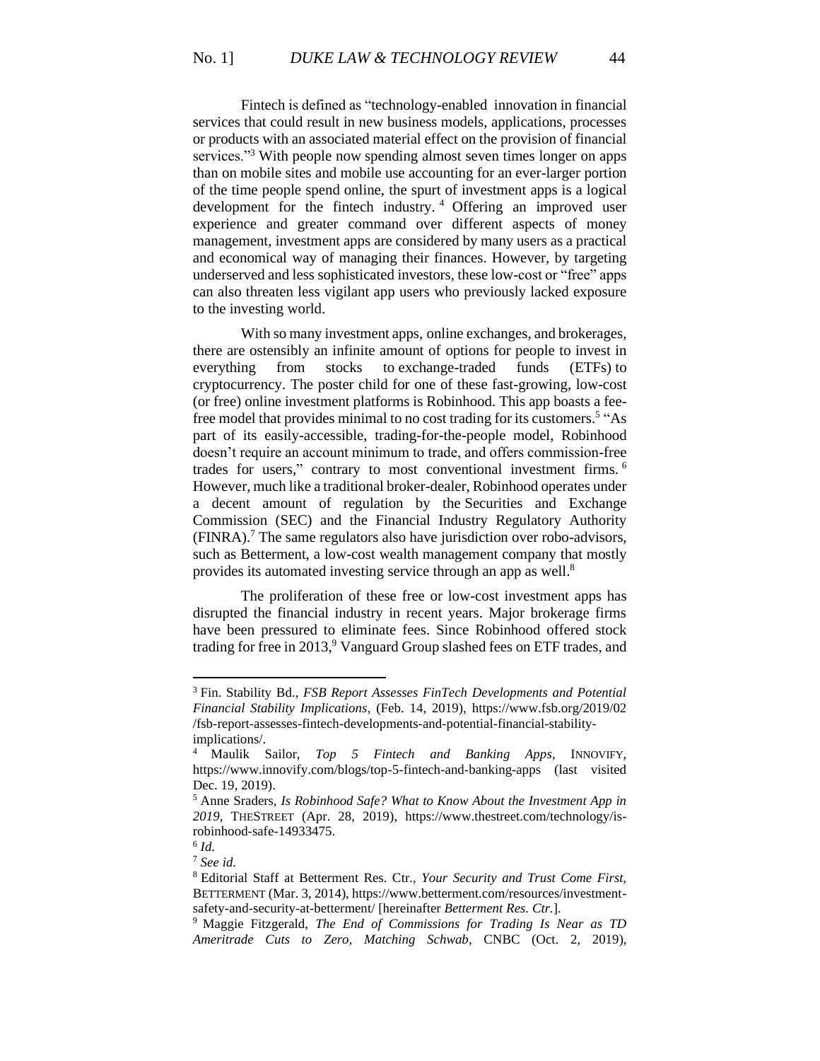Fintech is defined as "technology-enabled innovation in financial services that could result in new business models, applications, processes or products with an associated material effect on the provision of financial services."[3] With people now spending almost seven times longer on apps than on mobile sites and mobile use accounting for an ever-larger portion of the time people spend online, the spurt of investment apps is a logical development for the fintech industry.[4] Offering an improved user experience and greater command over different aspects of money management, investment apps are considered by many users as a practical and economical way of managing their finances. However, by targeting underserved and less sophisticated investors, these low-cost or "free" apps can also threaten less vigilant app users who previously lacked exposure to the investing world.

With so many investment apps, online exchanges, and brokerages, there are ostensibly an infinite amount of options for people to invest in everything from stocks to exchange-traded funds (ETFs) to cryptocurrency. The poster child for one of these fast-growing, low-cost (or free) online investment platforms is Robinhood. This app boasts a fee-free model that provides minimal to no cost trading for its customers.[5] "As part of its easily-accessible, trading-for-the-people model, Robinhood doesn't require an account minimum to trade, and offers commission-free trades for users," contrary to most conventional investment firms.[6] However, much like a traditional broker-dealer, Robinhood operates under a decent amount of regulation by the Securities and Exchange Commission (SEC) and the Financial Industry Regulatory Authority (FINRA).[7] The same regulators also have jurisdiction over robo-advisors, such as Betterment, a low-cost wealth management company that mostly provides its automated investing service through an app as well.[8]

The proliferation of these free or low-cost investment apps has disrupted the financial industry in recent years. Major brokerage firms have been pressured to eliminate fees. Since Robinhood offered stock trading for free in 2013,[9] Vanguard Group slashed fees on ETF trades, and

---

[3] Fin. Stability Bd., *FSB Report Assesses FinTech Developments and Potential Financial Stability Implications*, (Feb. 14, 2019), https://www.fsb.org/2019/02/fsb-report-assesses-fintech-developments-and-potential-financial-stability-implications/.

[4] Maulik Sailor, *Top 5 Fintech and Banking Apps*, INNOVIFY, https://www.innovify.com/blogs/top-5-fintech-and-banking-apps (last visited Dec. 19, 2019).

[5] Anne Sraders, *Is Robinhood Safe? What to Know About the Investment App in 2019*, THESTREET (Apr. 28, 2019), https://www.thestreet.com/technology/is-robinhood-safe-14933475.

[6] *Id.*

[7] *See id.*

[8] Editorial Staff at Betterment Res. Ctr., *Your Security and Trust Come First*, BETTERMENT (Mar. 3, 2014), https://www.betterment.com/resources/investment-safety-and-security-at-betterment/ [hereinafter *Betterment Res. Ctr.*].

[9] Maggie Fitzgerald, *The End of Commissions for Trading Is Near as TD Ameritrade Cuts to Zero, Matching Schwab*, CNBC (Oct. 2, 2019),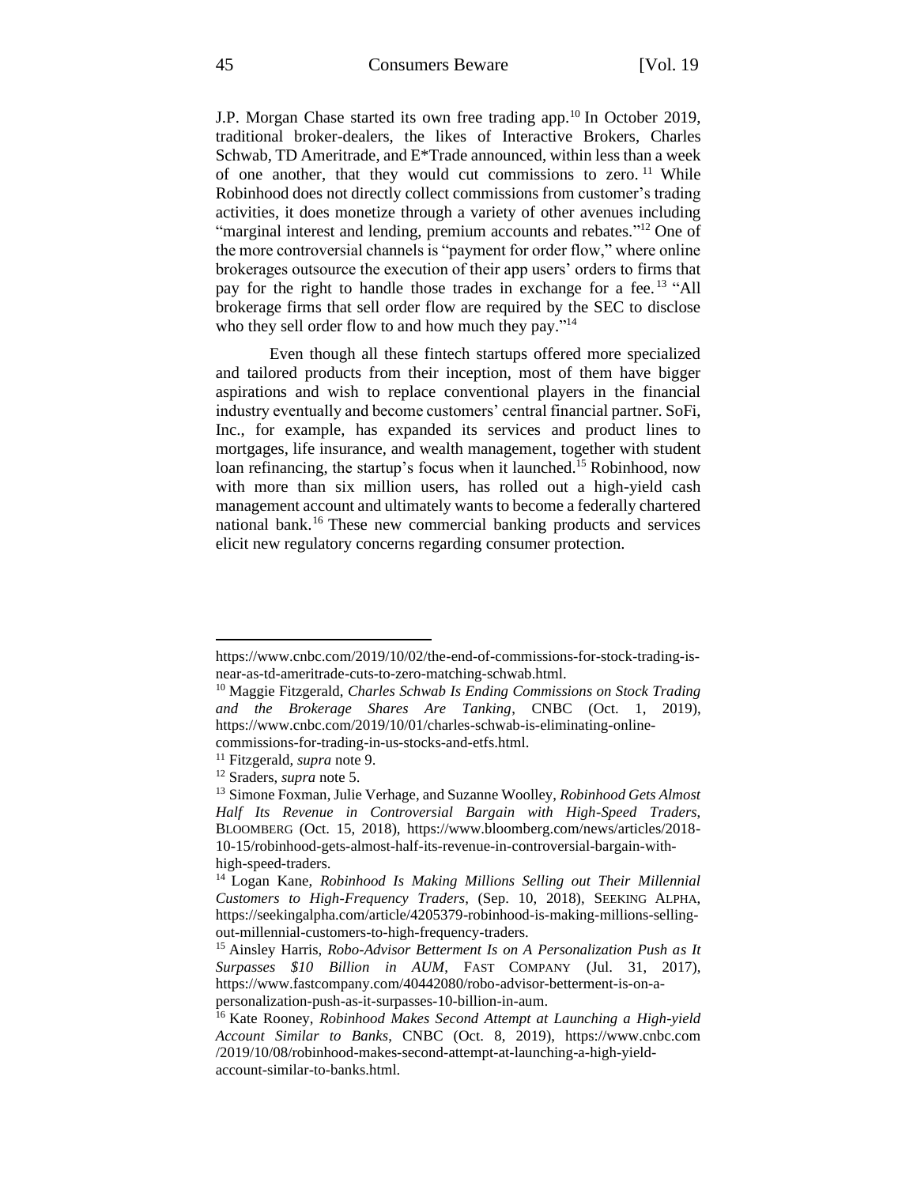J.P. Morgan Chase started its own free trading app.[10] In October 2019, traditional broker-dealers, the likes of Interactive Brokers, Charles Schwab, TD Ameritrade, and E*Trade announced, within less than a week of one another, that they would cut commissions to zero.[11] While Robinhood does not directly collect commissions from customer's trading activities, it does monetize through a variety of other avenues including "marginal interest and lending, premium accounts and rebates."[12] One of the more controversial channels is "payment for order flow," where online brokerages outsource the execution of their app users' orders to firms that pay for the right to handle those trades in exchange for a fee.[13] "All brokerage firms that sell order flow are required by the SEC to disclose who they sell order flow to and how much they pay."[14]

Even though all these fintech startups offered more specialized and tailored products from their inception, most of them have bigger aspirations and wish to replace conventional players in the financial industry eventually and become customers' central financial partner. SoFi, Inc., for example, has expanded its services and product lines to mortgages, life insurance, and wealth management, together with student loan refinancing, the startup's focus when it launched.[15] Robinhood, now with more than six million users, has rolled out a high-yield cash management account and ultimately wants to become a federally chartered national bank.[16] These new commercial banking products and services elicit new regulatory concerns regarding consumer protection.

---

https://www.cnbc.com/2019/10/02/the-end-of-commissions-for-stock-trading-is-near-as-td-ameritrade-cuts-to-zero-matching-schwab.html.

[10] Maggie Fitzgerald, *Charles Schwab Is Ending Commissions on Stock Trading and the Brokerage Shares Are Tanking*, CNBC (Oct. 1, 2019), https://www.cnbc.com/2019/10/01/charles-schwab-is-eliminating-online-commissions-for-trading-in-us-stocks-and-etfs.html.

[11] Fitzgerald, *supra* note 9.

[12] Sraders, *supra* note 5.

[13] Simone Foxman, Julie Verhage, and Suzanne Woolley, *Robinhood Gets Almost Half Its Revenue in Controversial Bargain with High-Speed Traders*, BLOOMBERG (Oct. 15, 2018), https://www.bloomberg.com/news/articles/2018-10-15/robinhood-gets-almost-half-its-revenue-in-controversial-bargain-with-high-speed-traders.

[14] Logan Kane, *Robinhood Is Making Millions Selling out Their Millennial Customers to High-Frequency Traders*, (Sep. 10, 2018), SEEKING ALPHA, https://seekingalpha.com/article/4205379-robinhood-is-making-millions-selling-out-millennial-customers-to-high-frequency-traders.

[15] Ainsley Harris, *Robo-Advisor Betterment Is on A Personalization Push as It Surpasses $10 Billion in AUM*, FAST COMPANY (Jul. 31, 2017), https://www.fastcompany.com/40442080/robo-advisor-betterment-is-on-a-personalization-push-as-it-surpasses-10-billion-in-aum.

[16] Kate Rooney, *Robinhood Makes Second Attempt at Launching a High-yield Account Similar to Banks*, CNBC (Oct. 8, 2019), https://www.cnbc.com/2019/10/08/robinhood-makes-second-attempt-at-launching-a-high-yield-account-similar-to-banks.html.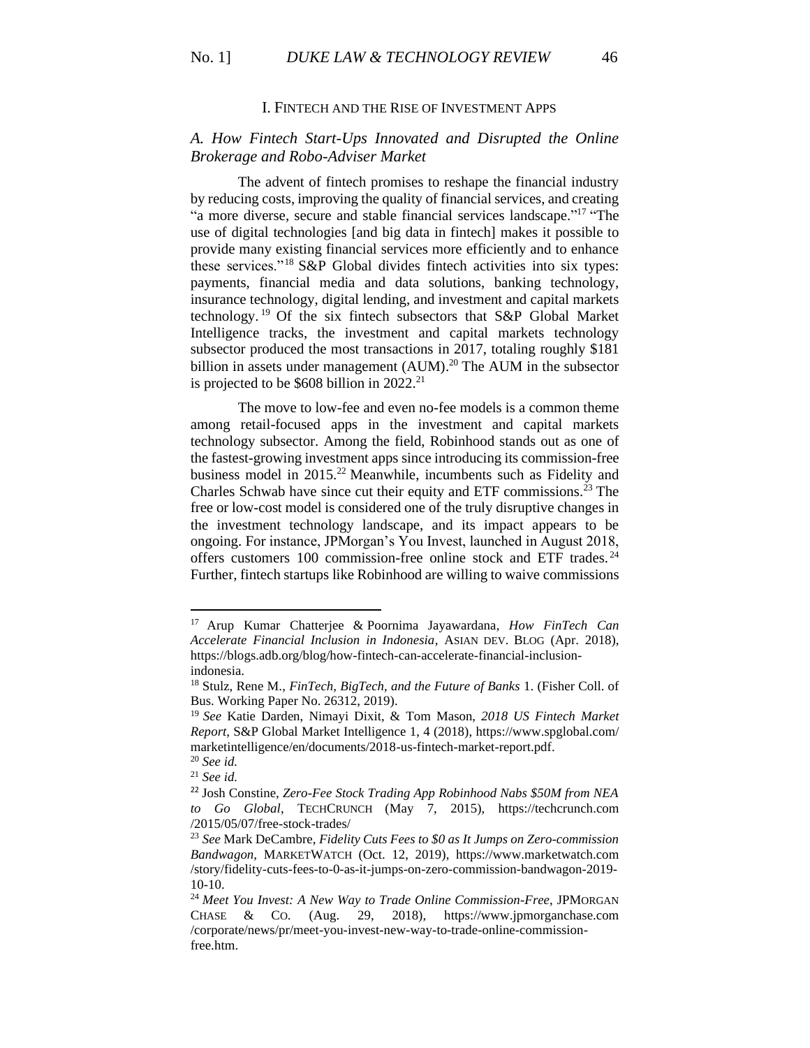## I. Fintech and the Rise of Investment Apps

### *A. How Fintech Start-Ups Innovated and Disrupted the Online Brokerage and Robo-Adviser Market*

The advent of fintech promises to reshape the financial industry by reducing costs, improving the quality of financial services, and creating "a more diverse, secure and stable financial services landscape."[17] "The use of digital technologies [and big data in fintech] makes it possible to provide many existing financial services more efficiently and to enhance these services."[18] S&P Global divides fintech activities into six types: payments, financial media and data solutions, banking technology, insurance technology, digital lending, and investment and capital markets technology.[19] Of the six fintech subsectors that S&P Global Market Intelligence tracks, the investment and capital markets technology subsector produced the most transactions in 2017, totaling roughly $181 billion in assets under management (AUM).[20] The AUM in the subsector is projected to be $608 billion in 2022.[21]

The move to low-fee and even no-fee models is a common theme among retail-focused apps in the investment and capital markets technology subsector. Among the field, Robinhood stands out as one of the fastest-growing investment apps since introducing its commission-free business model in 2015.[22] Meanwhile, incumbents such as Fidelity and Charles Schwab have since cut their equity and ETF commissions.[23] The free or low-cost model is considered one of the truly disruptive changes in the investment technology landscape, and its impact appears to be ongoing. For instance, JPMorgan's You Invest, launched in August 2018, offers customers 100 commission-free online stock and ETF trades.[24] Further, fintech startups like Robinhood are willing to waive commissions

---

[17] Arup Kumar Chatterjee & Poornima Jayawardana, *How FinTech Can Accelerate Financial Inclusion in Indonesia*, ASIAN DEV. BLOG (Apr. 2018), https://blogs.adb.org/blog/how-fintech-can-accelerate-financial-inclusion-indonesia.

[18] Stulz, Rene M., *FinTech, BigTech, and the Future of Banks* 1. (Fisher Coll. of Bus. Working Paper No. 26312, 2019).

[19] *See* Katie Darden, Nimayi Dixit, & Tom Mason, *2018 US Fintech Market Report*, S&P Global Market Intelligence 1, 4 (2018), https://www.spglobal.com/marketintelligence/en/documents/2018-us-fintech-market-report.pdf.

[20] *See id.*

[21] *See id.*

[22] Josh Constine, *Zero-Fee Stock Trading App Robinhood Nabs $50M from NEA to Go Global*, TECHCRUNCH (May 7, 2015), https://techcrunch.com/2015/05/07/free-stock-trades/

[23] *See* Mark DeCambre, *Fidelity Cuts Fees to $0 as It Jumps on Zero-commission Bandwagon*, MARKETWATCH (Oct. 12, 2019), https://www.marketwatch.com/story/fidelity-cuts-fees-to-0-as-it-jumps-on-zero-commission-bandwagon-2019-10-10.

[24] *Meet You Invest: A New Way to Trade Online Commission-Free*, JPMORGAN CHASE & CO. (Aug. 29, 2018), https://www.jpmorganchase.com/corporate/news/pr/meet-you-invest-new-way-to-trade-online-commission-free.htm.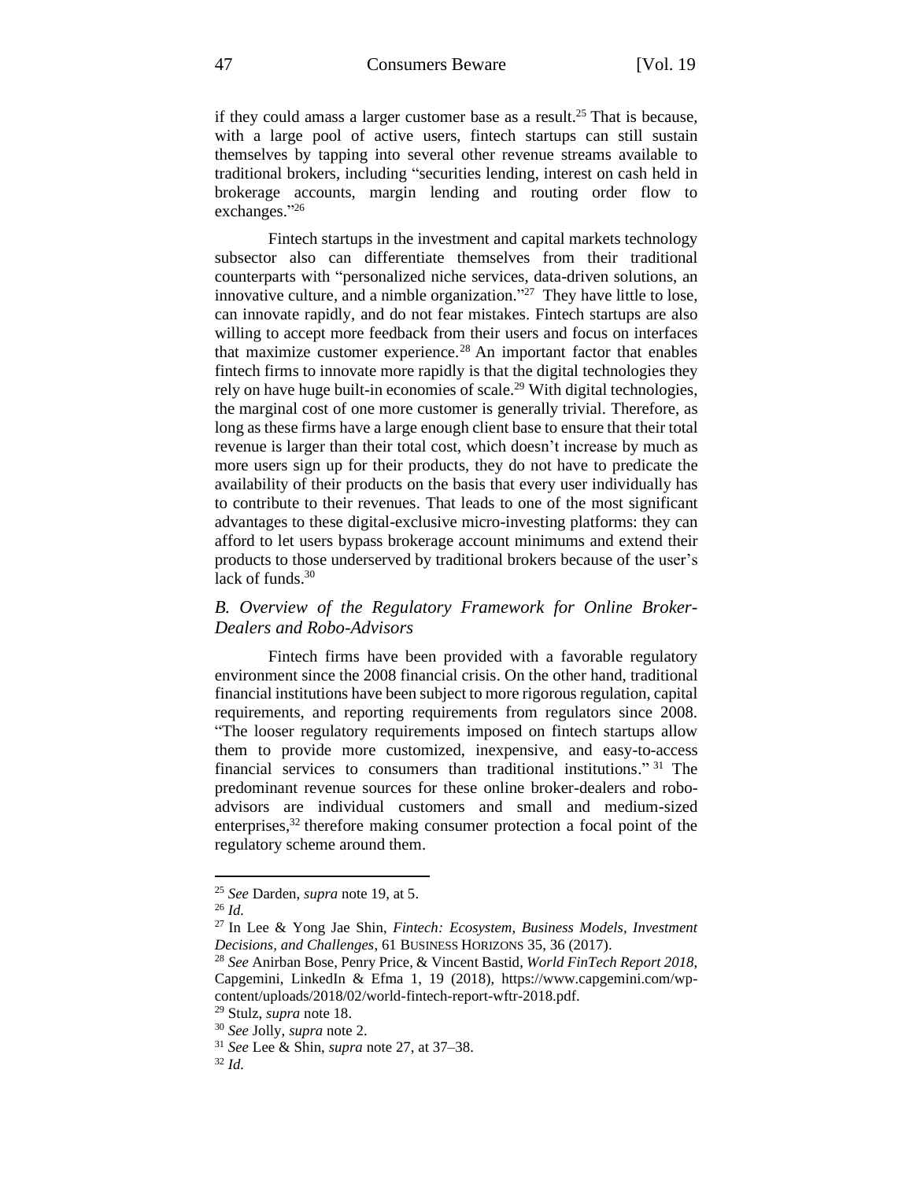if they could amass a larger customer base as a result.[25] That is because, with a large pool of active users, fintech startups can still sustain themselves by tapping into several other revenue streams available to traditional brokers, including "securities lending, interest on cash held in brokerage accounts, margin lending and routing order flow to exchanges."[26]

Fintech startups in the investment and capital markets technology subsector also can differentiate themselves from their traditional counterparts with "personalized niche services, data-driven solutions, an innovative culture, and a nimble organization."[27] They have little to lose, can innovate rapidly, and do not fear mistakes. Fintech startups are also willing to accept more feedback from their users and focus on interfaces that maximize customer experience.[28] An important factor that enables fintech firms to innovate more rapidly is that the digital technologies they rely on have huge built-in economies of scale.[29] With digital technologies, the marginal cost of one more customer is generally trivial. Therefore, as long as these firms have a large enough client base to ensure that their total revenue is larger than their total cost, which doesn't increase by much as more users sign up for their products, they do not have to predicate the availability of their products on the basis that every user individually has to contribute to their revenues. That leads to one of the most significant advantages to these digital-exclusive micro-investing platforms: they can afford to let users bypass brokerage account minimums and extend their products to those underserved by traditional brokers because of the user's lack of funds.[30]

### *B. Overview of the Regulatory Framework for Online Broker-Dealers and Robo-Advisors*

Fintech firms have been provided with a favorable regulatory environment since the 2008 financial crisis. On the other hand, traditional financial institutions have been subject to more rigorous regulation, capital requirements, and reporting requirements from regulators since 2008. "The looser regulatory requirements imposed on fintech startups allow them to provide more customized, inexpensive, and easy-to-access financial services to consumers than traditional institutions."[31] The predominant revenue sources for these online broker-dealers and robo-advisors are individual customers and small and medium-sized enterprises,[32] therefore making consumer protection a focal point of the regulatory scheme around them.

---

[25] *See* Darden, *supra* note 19, at 5.

[26] *Id.*

[27] In Lee & Yong Jae Shin, *Fintech: Ecosystem, Business Models, Investment Decisions, and Challenges*, 61 BUSINESS HORIZONS 35, 36 (2017).

[28] *See* Anirban Bose, Penry Price, & Vincent Bastid, *World FinTech Report 2018*, Capgemini, LinkedIn & Efma 1, 19 (2018), https://www.capgemini.com/wp-content/uploads/2018/02/world-fintech-report-wftr-2018.pdf.

[29] Stulz, *supra* note 18.

[30] *See* Jolly, *supra* note 2.

[31] *See* Lee & Shin, *supra* note 27, at 37–38.

[32] *Id.*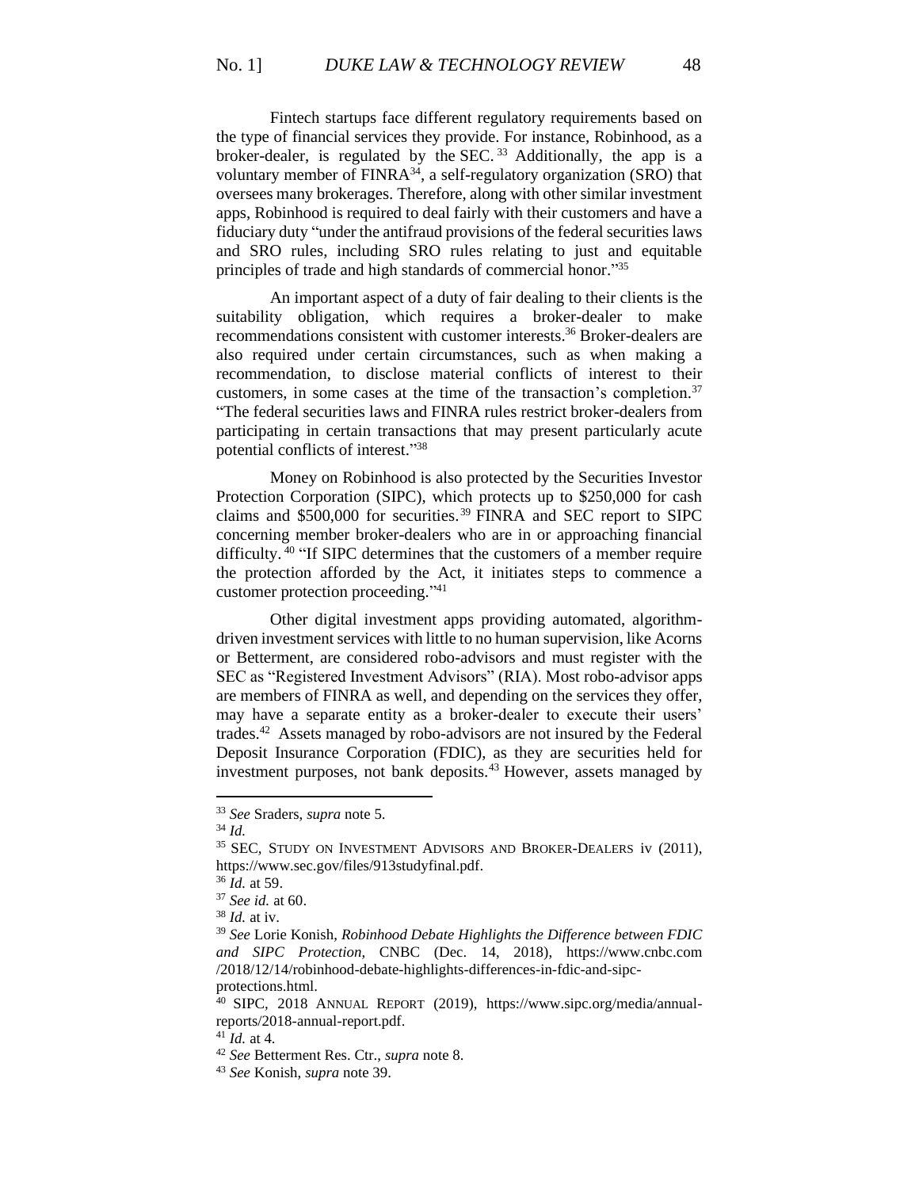Fintech startups face different regulatory requirements based on the type of financial services they provide. For instance, Robinhood, as a broker-dealer, is regulated by the SEC.[33] Additionally, the app is a voluntary member of FINRA[34], a self-regulatory organization (SRO) that oversees many brokerages. Therefore, along with other similar investment apps, Robinhood is required to deal fairly with their customers and have a fiduciary duty "under the antifraud provisions of the federal securities laws and SRO rules, including SRO rules relating to just and equitable principles of trade and high standards of commercial honor."[35]

An important aspect of a duty of fair dealing to their clients is the suitability obligation, which requires a broker-dealer to make recommendations consistent with customer interests.[36] Broker-dealers are also required under certain circumstances, such as when making a recommendation, to disclose material conflicts of interest to their customers, in some cases at the time of the transaction's completion.[37] "The federal securities laws and FINRA rules restrict broker-dealers from participating in certain transactions that may present particularly acute potential conflicts of interest."[38]

Money on Robinhood is also protected by the Securities Investor Protection Corporation (SIPC), which protects up to $250,000 for cash claims and $500,000 for securities.[39] FINRA and SEC report to SIPC concerning member broker-dealers who are in or approaching financial difficulty.[40] "If SIPC determines that the customers of a member require the protection afforded by the Act, it initiates steps to commence a customer protection proceeding."[41]

Other digital investment apps providing automated, algorithm-driven investment services with little to no human supervision, like Acorns or Betterment, are considered robo-advisors and must register with the SEC as "Registered Investment Advisors" (RIA). Most robo-advisor apps are members of FINRA as well, and depending on the services they offer, may have a separate entity as a broker-dealer to execute their users' trades.[42] Assets managed by robo-advisors are not insured by the Federal Deposit Insurance Corporation (FDIC), as they are securities held for investment purposes, not bank deposits.[43] However, assets managed by

---

[33] *See* Sraders, *supra* note 5.

[34] *Id.*

[35] SEC, STUDY ON INVESTMENT ADVISORS AND BROKER-DEALERS iv (2011), https://www.sec.gov/files/913studyfinal.pdf.

[36] *Id.* at 59.

[37] *See id.* at 60.

[38] *Id.* at iv.

[39] *See* Lorie Konish, *Robinhood Debate Highlights the Difference between FDIC and SIPC Protection*, CNBC (Dec. 14, 2018), https://www.cnbc.com/2018/12/14/robinhood-debate-highlights-differences-in-fdic-and-sipc-protections.html.

[40] SIPC, 2018 ANNUAL REPORT (2019), https://www.sipc.org/media/annual-reports/2018-annual-report.pdf.

[41] *Id.* at 4.

[42] *See* Betterment Res. Ctr., *supra* note 8.

[43] *See* Konish, *supra* note 39.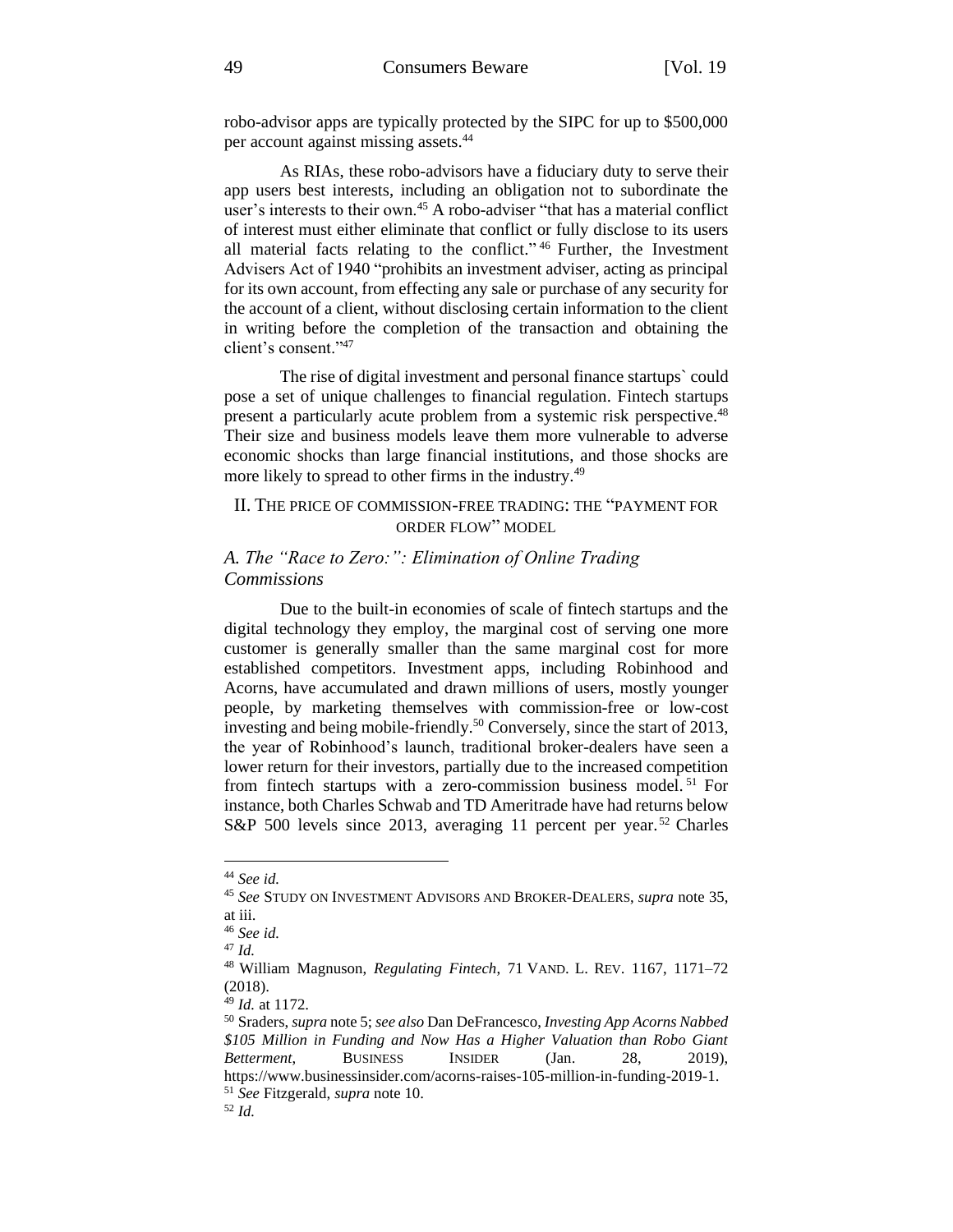robo-advisor apps are typically protected by the SIPC for up to $500,000 per account against missing assets.[44]

As RIAs, these robo-advisors have a fiduciary duty to serve their app users best interests, including an obligation not to subordinate the user's interests to their own.[45] A robo-adviser "that has a material conflict of interest must either eliminate that conflict or fully disclose to its users all material facts relating to the conflict."[46] Further, the Investment Advisers Act of 1940 "prohibits an investment adviser, acting as principal for its own account, from effecting any sale or purchase of any security for the account of a client, without disclosing certain information to the client in writing before the completion of the transaction and obtaining the client's consent."[47]

The rise of digital investment and personal finance startups` could pose a set of unique challenges to financial regulation. Fintech startups present a particularly acute problem from a systemic risk perspective.[48] Their size and business models leave them more vulnerable to adverse economic shocks than large financial institutions, and those shocks are more likely to spread to other firms in the industry.[49]

## II. THE PRICE OF COMMISSION-FREE TRADING: THE "PAYMENT FOR ORDER FLOW" MODEL

### *A. The "Race to Zero:": Elimination of Online Trading Commissions*

Due to the built-in economies of scale of fintech startups and the digital technology they employ, the marginal cost of serving one more customer is generally smaller than the same marginal cost for more established competitors. Investment apps, including Robinhood and Acorns, have accumulated and drawn millions of users, mostly younger people, by marketing themselves with commission-free or low-cost investing and being mobile-friendly.[50] Conversely, since the start of 2013, the year of Robinhood's launch, traditional broker-dealers have seen a lower return for their investors, partially due to the increased competition from fintech startups with a zero-commission business model.[51] For instance, both Charles Schwab and TD Ameritrade have had returns below S&P 500 levels since 2013, averaging 11 percent per year.[52] Charles

---

[44] *See id.*

[45] *See* STUDY ON INVESTMENT ADVISORS AND BROKER-DEALERS, *supra* note 35, at iii.

[46] *See id.*

[47] *Id.*

[48] William Magnuson, *Regulating Fintech*, 71 VAND. L. REV. 1167, 1171–72 (2018).

[49] *Id.* at 1172.

[50] Sraders, *supra* note 5; *see also* Dan DeFrancesco, *Investing App Acorns Nabbed $105 Million in Funding and Now Has a Higher Valuation than Robo Giant Betterment*, BUSINESS INSIDER (Jan. 28, 2019), https://www.businessinsider.com/acorns-raises-105-million-in-funding-2019-1.

[51] *See* Fitzgerald, *supra* note 10.

[52] *Id.*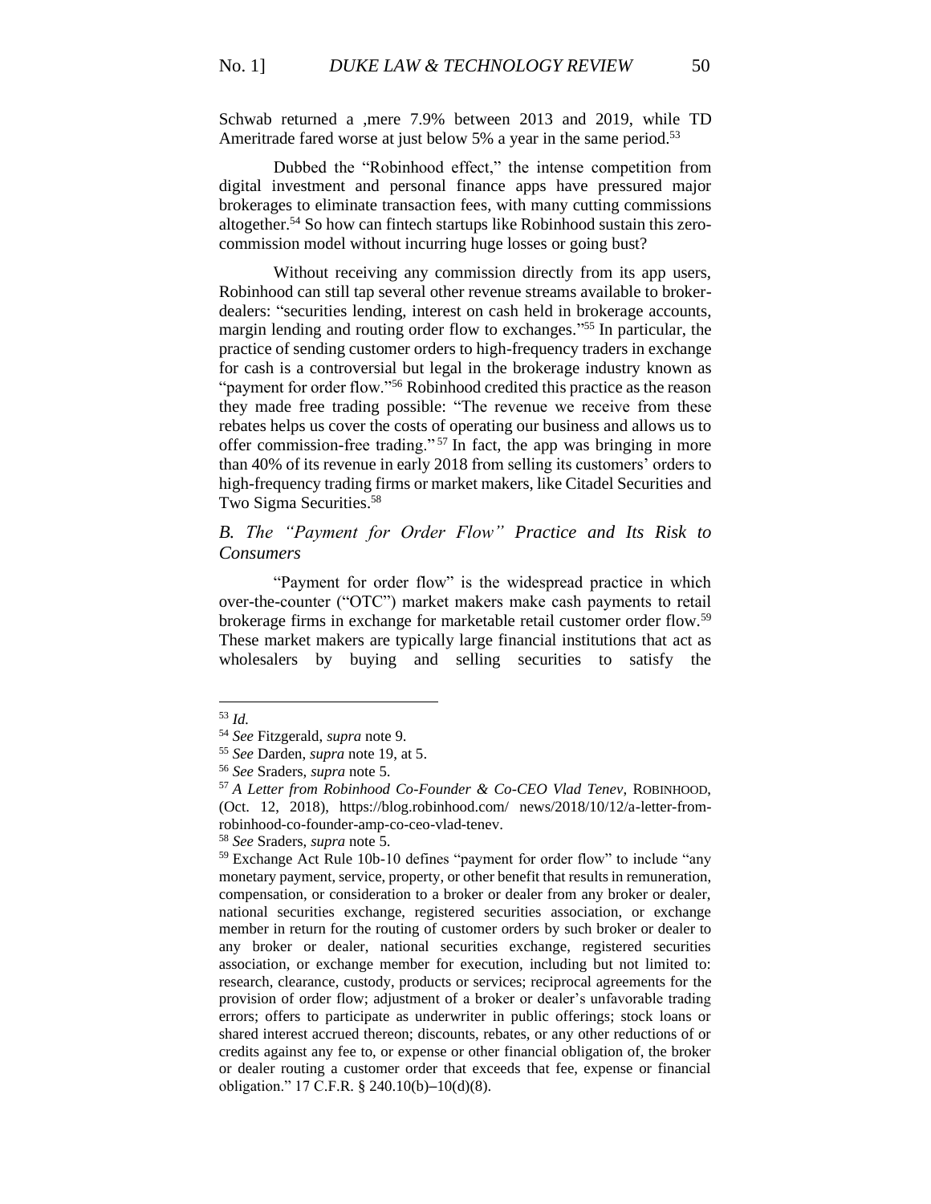Schwab returned a ,mere 7.9% between 2013 and 2019, while TD Ameritrade fared worse at just below 5% a year in the same period.[53]

Dubbed the "Robinhood effect," the intense competition from digital investment and personal finance apps have pressured major brokerages to eliminate transaction fees, with many cutting commissions altogether.[54] So how can fintech startups like Robinhood sustain this zero-commission model without incurring huge losses or going bust?

Without receiving any commission directly from its app users, Robinhood can still tap several other revenue streams available to broker-dealers: "securities lending, interest on cash held in brokerage accounts, margin lending and routing order flow to exchanges."[55] In particular, the practice of sending customer orders to high-frequency traders in exchange for cash is a controversial but legal in the brokerage industry known as "payment for order flow."[56] Robinhood credited this practice as the reason they made free trading possible: "The revenue we receive from these rebates helps us cover the costs of operating our business and allows us to offer commission-free trading."[57] In fact, the app was bringing in more than 40% of its revenue in early 2018 from selling its customers' orders to high-frequency trading firms or market makers, like Citadel Securities and Two Sigma Securities.[58]

### *B. The "Payment for Order Flow" Practice and Its Risk to Consumers*

"Payment for order flow" is the widespread practice in which over-the-counter ("OTC") market makers make cash payments to retail brokerage firms in exchange for marketable retail customer order flow.[59] These market makers are typically large financial institutions that act as wholesalers by buying and selling securities to satisfy the

---

[53] *Id.*

[54] *See* Fitzgerald, *supra* note 9.

[55] *See* Darden, *supra* note 19, at 5.

[56] *See* Sraders, *supra* note 5.

[57] *A Letter from Robinhood Co-Founder & Co-CEO Vlad Tenev*, ROBINHOOD, (Oct. 12, 2018), https://blog.robinhood.com/ news/2018/10/12/a-letter-from-robinhood-co-founder-amp-co-ceo-vlad-tenev.

[58] *See* Sraders, *supra* note 5.

[59] Exchange Act Rule 10b-10 defines "payment for order flow" to include "any monetary payment, service, property, or other benefit that results in remuneration, compensation, or consideration to a broker or dealer from any broker or dealer, national securities exchange, registered securities association, or exchange member in return for the routing of customer orders by such broker or dealer to any broker or dealer, national securities exchange, registered securities association, or exchange member for execution, including but not limited to: research, clearance, custody, products or services; reciprocal agreements for the provision of order flow; adjustment of a broker or dealer's unfavorable trading errors; offers to participate as underwriter in public offerings; stock loans or shared interest accrued thereon; discounts, rebates, or any other reductions of or credits against any fee to, or expense or other financial obligation of, the broker or dealer routing a customer order that exceeds that fee, expense or financial obligation." 17 C.F.R. § 240.10(b)–10(d)(8).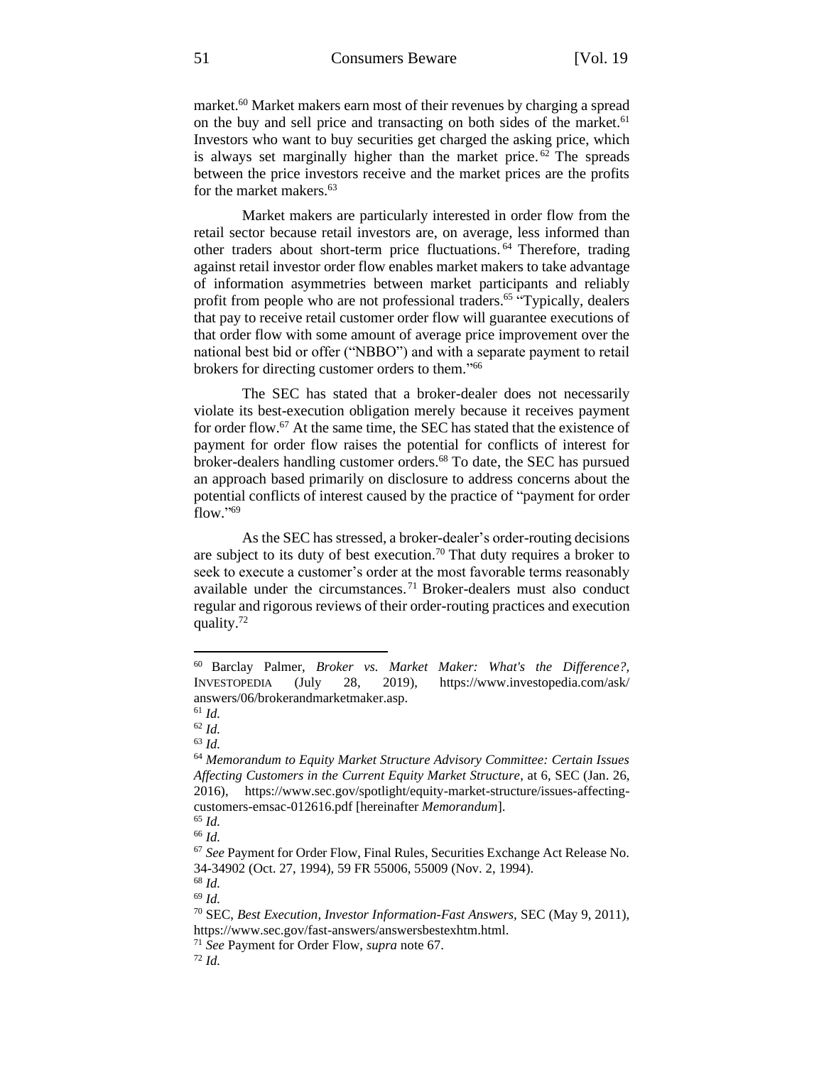market.[60] Market makers earn most of their revenues by charging a spread on the buy and sell price and transacting on both sides of the market.[61] Investors who want to buy securities get charged the asking price, which is always set marginally higher than the market price.[62] The spreads between the price investors receive and the market prices are the profits for the market makers.[63]

Market makers are particularly interested in order flow from the retail sector because retail investors are, on average, less informed than other traders about short-term price fluctuations.[64] Therefore, trading against retail investor order flow enables market makers to take advantage of information asymmetries between market participants and reliably profit from people who are not professional traders.[65] "Typically, dealers that pay to receive retail customer order flow will guarantee executions of that order flow with some amount of average price improvement over the national best bid or offer ("NBBO") and with a separate payment to retail brokers for directing customer orders to them."[66]

The SEC has stated that a broker-dealer does not necessarily violate its best-execution obligation merely because it receives payment for order flow.[67] At the same time, the SEC has stated that the existence of payment for order flow raises the potential for conflicts of interest for broker-dealers handling customer orders.[68] To date, the SEC has pursued an approach based primarily on disclosure to address concerns about the potential conflicts of interest caused by the practice of "payment for order flow."[69]

As the SEC has stressed, a broker-dealer's order-routing decisions are subject to its duty of best execution.[70] That duty requires a broker to seek to execute a customer's order at the most favorable terms reasonably available under the circumstances.[71] Broker-dealers must also conduct regular and rigorous reviews of their order-routing practices and execution quality.[72]

---

[60] Barclay Palmer, *Broker vs. Market Maker: What's the Difference?*, INVESTOPEDIA (July 28, 2019), https://www.investopedia.com/ask/answers/06/brokerandmarketmaker.asp.

[61] *Id.*

[62] *Id.*

[63] *Id.*

[64] *Memorandum to Equity Market Structure Advisory Committee: Certain Issues Affecting Customers in the Current Equity Market Structure*, at 6, SEC (Jan. 26, 2016), https://www.sec.gov/spotlight/equity-market-structure/issues-affecting-customers-emsac-012616.pdf [hereinafter *Memorandum*].

[65] *Id.*

[66] *Id.*

[67] *See* Payment for Order Flow, Final Rules, Securities Exchange Act Release No. 34-34902 (Oct. 27, 1994), 59 FR 55006, 55009 (Nov. 2, 1994).

[68] *Id.*

[69] *Id.*

[70] SEC, *Best Execution, Investor Information-Fast Answers,* SEC (May 9, 2011), https://www.sec.gov/fast-answers/answersbestexhtm.html.

[71] *See* Payment for Order Flow, *supra* note 67.

[72] *Id.*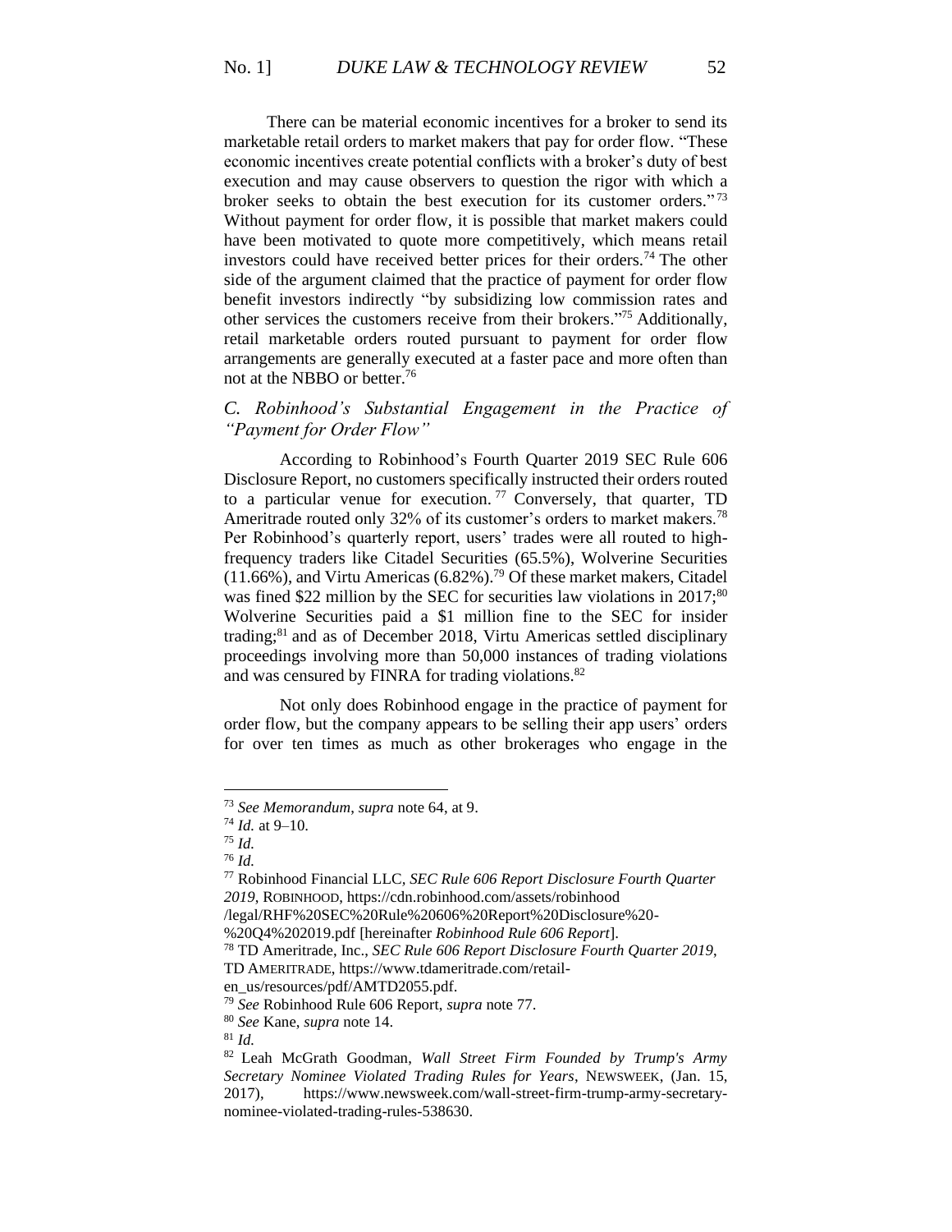There can be material economic incentives for a broker to send its marketable retail orders to market makers that pay for order flow. "These economic incentives create potential conflicts with a broker's duty of best execution and may cause observers to question the rigor with which a broker seeks to obtain the best execution for its customer orders."[73] Without payment for order flow, it is possible that market makers could have been motivated to quote more competitively, which means retail investors could have received better prices for their orders.[74] The other side of the argument claimed that the practice of payment for order flow benefit investors indirectly "by subsidizing low commission rates and other services the customers receive from their brokers."[75] Additionally, retail marketable orders routed pursuant to payment for order flow arrangements are generally executed at a faster pace and more often than not at the NBBO or better.[76]

### *C. Robinhood's Substantial Engagement in the Practice of "Payment for Order Flow"*

According to Robinhood's Fourth Quarter 2019 SEC Rule 606 Disclosure Report, no customers specifically instructed their orders routed to a particular venue for execution.[77] Conversely, that quarter, TD Ameritrade routed only 32% of its customer's orders to market makers.[78] Per Robinhood's quarterly report, users' trades were all routed to high-frequency traders like Citadel Securities (65.5%), Wolverine Securities (11.66%), and Virtu Americas (6.82%).[79] Of these market makers, Citadel was fined $22 million by the SEC for securities law violations in 2017;[80] Wolverine Securities paid a $1 million fine to the SEC for insider trading;[81] and as of December 2018, Virtu Americas settled disciplinary proceedings involving more than 50,000 instances of trading violations and was censured by FINRA for trading violations.[82]

Not only does Robinhood engage in the practice of payment for order flow, but the company appears to be selling their app users' orders for over ten times as much as other brokerages who engage in the

---

[73] *See Memorandum*, *supra* note 64, at 9.

[74] *Id.* at 9–10.

[75] *Id.*

[76] *Id.*

[77] Robinhood Financial LLC, *SEC Rule 606 Report Disclosure Fourth Quarter 2019*, ROBINHOOD, https://cdn.robinhood.com/assets/robinhood/legal/RHF%20SEC%20Rule%20606%20Report%20Disclosure%20-%20Q4%202019.pdf [hereinafter *Robinhood Rule 606 Report*].

[78] TD Ameritrade, Inc., *SEC Rule 606 Report Disclosure Fourth Quarter 2019*, TD AMERITRADE, https://www.tdameritrade.com/retail-en_us/resources/pdf/AMTD2055.pdf.

[79] *See* Robinhood Rule 606 Report, *supra* note 77.

[80] *See* Kane, *supra* note 14.

[81] *Id.*

[82] Leah McGrath Goodman, *Wall Street Firm Founded by Trump's Army Secretary Nominee Violated Trading Rules for Years*, NEWSWEEK, (Jan. 15, 2017), https://www.newsweek.com/wall-street-firm-trump-army-secretary-nominee-violated-trading-rules-538630.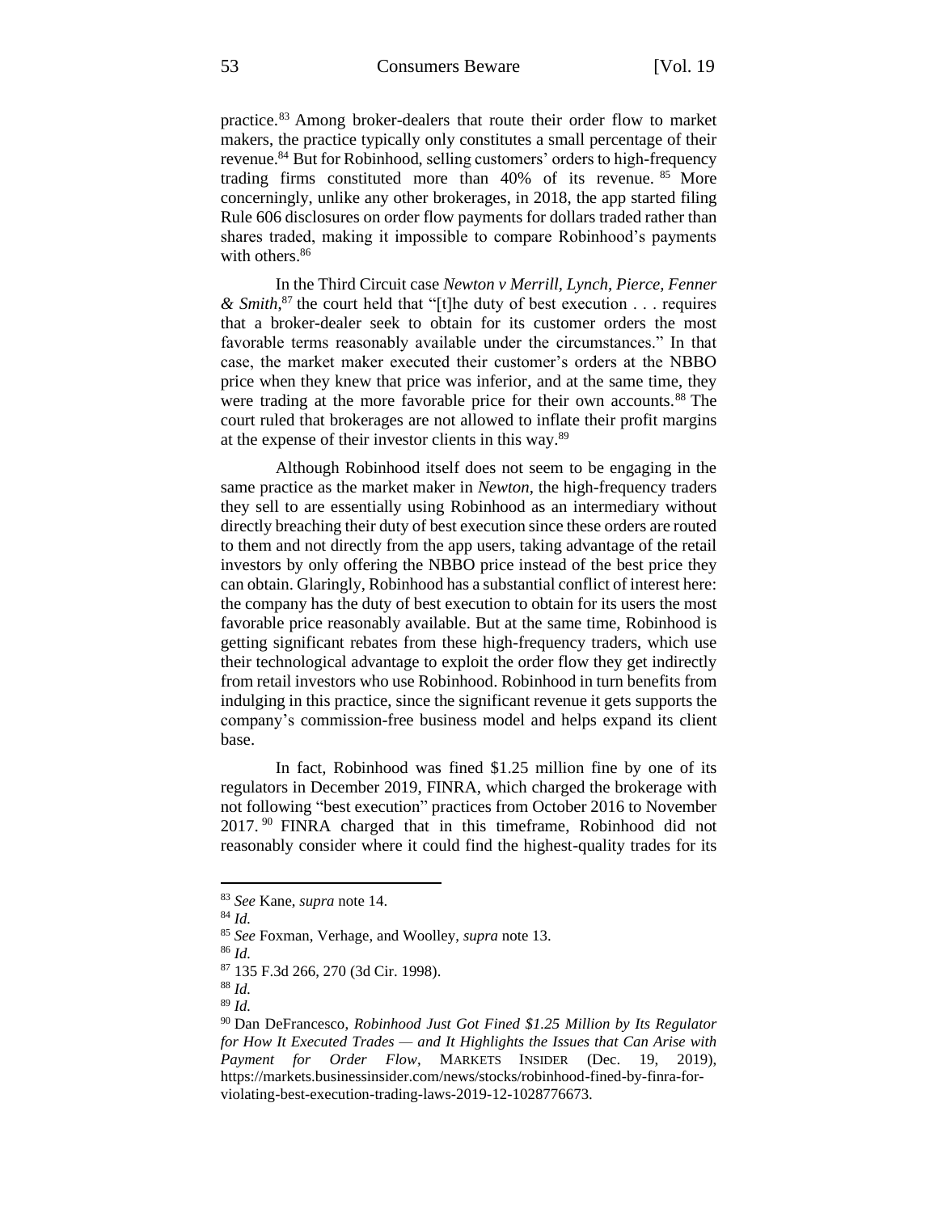practice.[83] Among broker-dealers that route their order flow to market makers, the practice typically only constitutes a small percentage of their revenue.[84] But for Robinhood, selling customers' orders to high-frequency trading firms constituted more than 40% of its revenue.[85] More concerningly, unlike any other brokerages, in 2018, the app started filing Rule 606 disclosures on order flow payments for dollars traded rather than shares traded, making it impossible to compare Robinhood's payments with others.[86]

In the Third Circuit case *Newton v Merrill, Lynch, Pierce, Fenner & Smith*,[87] the court held that "[t]he duty of best execution . . . requires that a broker-dealer seek to obtain for its customer orders the most favorable terms reasonably available under the circumstances." In that case, the market maker executed their customer's orders at the NBBO price when they knew that price was inferior, and at the same time, they were trading at the more favorable price for their own accounts.[88] The court ruled that brokerages are not allowed to inflate their profit margins at the expense of their investor clients in this way.[89]

Although Robinhood itself does not seem to be engaging in the same practice as the market maker in *Newton*, the high-frequency traders they sell to are essentially using Robinhood as an intermediary without directly breaching their duty of best execution since these orders are routed to them and not directly from the app users, taking advantage of the retail investors by only offering the NBBO price instead of the best price they can obtain. Glaringly, Robinhood has a substantial conflict of interest here: the company has the duty of best execution to obtain for its users the most favorable price reasonably available. But at the same time, Robinhood is getting significant rebates from these high-frequency traders, which use their technological advantage to exploit the order flow they get indirectly from retail investors who use Robinhood. Robinhood in turn benefits from indulging in this practice, since the significant revenue it gets supports the company's commission-free business model and helps expand its client base.

In fact, Robinhood was fined $1.25 million fine by one of its regulators in December 2019, FINRA, which charged the brokerage with not following "best execution" practices from October 2016 to November 2017.[90] FINRA charged that in this timeframe, Robinhood did not reasonably consider where it could find the highest-quality trades for its

---

[83] *See* Kane, *supra* note 14.

[84] *Id.*

[85] *See* Foxman, Verhage, and Woolley, *supra* note 13.

[86] *Id.*

[87] 135 F.3d 266, 270 (3d Cir. 1998).

[88] *Id.*

[89] *Id.*

[90] Dan DeFrancesco, *Robinhood Just Got Fined $1.25 Million by Its Regulator for How It Executed Trades — and It Highlights the Issues that Can Arise with Payment for Order Flow*, MARKETS INSIDER (Dec. 19, 2019), https://markets.businessinsider.com/news/stocks/robinhood-fined-by-finra-for-violating-best-execution-trading-laws-2019-12-1028776673.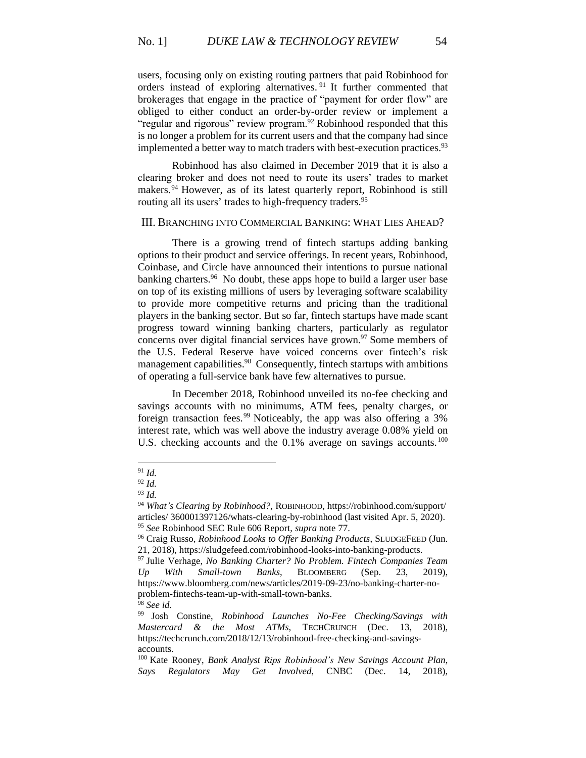users, focusing only on existing routing partners that paid Robinhood for orders instead of exploring alternatives.[91] It further commented that brokerages that engage in the practice of "payment for order flow" are obliged to either conduct an order-by-order review or implement a "regular and rigorous" review program.[92] Robinhood responded that this is no longer a problem for its current users and that the company had since implemented a better way to match traders with best-execution practices.[93]

Robinhood has also claimed in December 2019 that it is also a clearing broker and does not need to route its users' trades to market makers.[94] However, as of its latest quarterly report, Robinhood is still routing all its users' trades to high-frequency traders.[95]

## III. Branching into Commercial Banking: What Lies Ahead?

There is a growing trend of fintech startups adding banking options to their product and service offerings. In recent years, Robinhood, Coinbase, and Circle have announced their intentions to pursue national banking charters.[96] No doubt, these apps hope to build a larger user base on top of its existing millions of users by leveraging software scalability to provide more competitive returns and pricing than the traditional players in the banking sector. But so far, fintech startups have made scant progress toward winning banking charters, particularly as regulator concerns over digital financial services have grown.[97] Some members of the U.S. Federal Reserve have voiced concerns over fintech's risk management capabilities.[98] Consequently, fintech startups with ambitions of operating a full-service bank have few alternatives to pursue.

In December 2018, Robinhood unveiled its no-fee checking and savings accounts with no minimums, ATM fees, penalty charges, or foreign transaction fees.[99] Noticeably, the app was also offering a 3% interest rate, which was well above the industry average 0.08% yield on U.S. checking accounts and the 0.1% average on savings accounts.[100]

---

[91] *Id.*

[92] *Id.*

[93] *Id.*

[94] *What's Clearing by Robinhood?*, ROBINHOOD, https://robinhood.com/support/articles/ 360001397126/whats-clearing-by-robinhood (last visited Apr. 5, 2020).

[95] *See* Robinhood SEC Rule 606 Report, *supra* note 77.

[96] Craig Russo, *Robinhood Looks to Offer Banking Products*, SLUDGEFEED (Jun. 21, 2018), https://sludgefeed.com/robinhood-looks-into-banking-products.

[97] Julie Verhage, *No Banking Charter? No Problem. Fintech Companies Team Up With Small-town Banks*, BLOOMBERG (Sep. 23, 2019), https://www.bloomberg.com/news/articles/2019-09-23/no-banking-charter-no-problem-fintechs-team-up-with-small-town-banks.

[98] *See id.*

[99] Josh Constine, *Robinhood Launches No-Fee Checking/Savings with Mastercard & the Most ATMs*, TECHCRUNCH (Dec. 13, 2018), https://techcrunch.com/2018/12/13/robinhood-free-checking-and-savings-accounts.

[100] Kate Rooney, *Bank Analyst Rips Robinhood's New Savings Account Plan, Says Regulators May Get Involved*, CNBC (Dec. 14, 2018),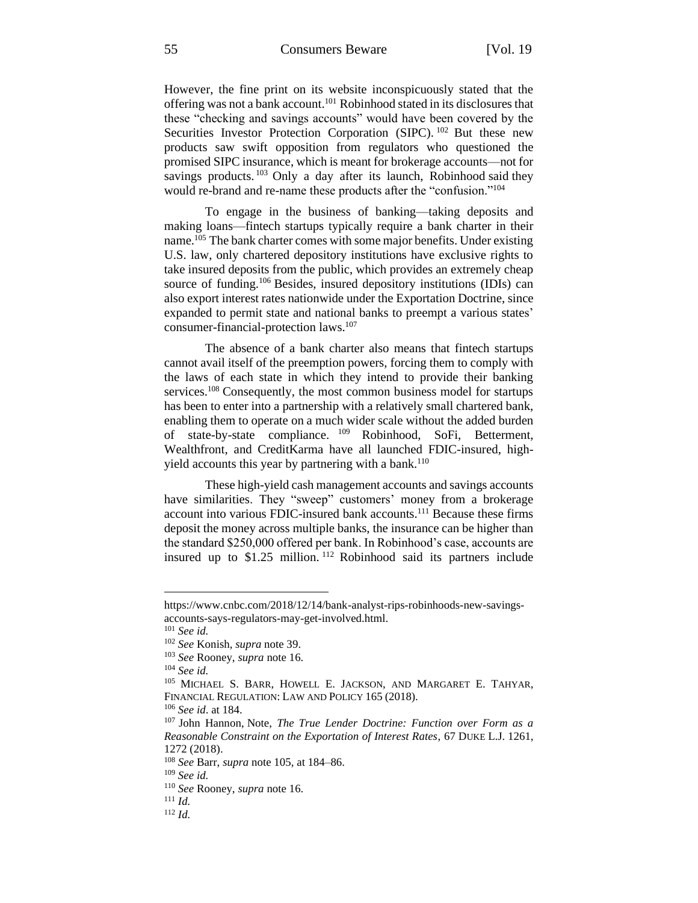However, the fine print on its website inconspicuously stated that the offering was not a bank account.[101] Robinhood stated in its disclosures that these "checking and savings accounts" would have been covered by the Securities Investor Protection Corporation (SIPC).[102] But these new products saw swift opposition from regulators who questioned the promised SIPC insurance, which is meant for brokerage accounts—not for savings products.[103] Only a day after its launch, Robinhood said they would re-brand and re-name these products after the "confusion."[104]

To engage in the business of banking—taking deposits and making loans—fintech startups typically require a bank charter in their name.[105] The bank charter comes with some major benefits. Under existing U.S. law, only chartered depository institutions have exclusive rights to take insured deposits from the public, which provides an extremely cheap source of funding.[106] Besides, insured depository institutions (IDIs) can also export interest rates nationwide under the Exportation Doctrine, since expanded to permit state and national banks to preempt a various states' consumer-financial-protection laws.[107]

The absence of a bank charter also means that fintech startups cannot avail itself of the preemption powers, forcing them to comply with the laws of each state in which they intend to provide their banking services.[108] Consequently, the most common business model for startups has been to enter into a partnership with a relatively small chartered bank, enabling them to operate on a much wider scale without the added burden of state-by-state compliance.[109] Robinhood, SoFi, Betterment, Wealthfront, and CreditKarma have all launched FDIC-insured, high-yield accounts this year by partnering with a bank.[110]

These high-yield cash management accounts and savings accounts have similarities. They "sweep" customers' money from a brokerage account into various FDIC-insured bank accounts.[111] Because these firms deposit the money across multiple banks, the insurance can be higher than the standard $250,000 offered per bank. In Robinhood's case, accounts are insured up to $1.25 million.[112] Robinhood said its partners include

---

https://www.cnbc.com/2018/12/14/bank-analyst-rips-robinhoods-new-savings-accounts-says-regulators-may-get-involved.html.

[101] *See id.*

[102] *See* Konish, *supra* note 39.

[103] *See* Rooney, *supra* note 16.

[104] *See id.*

[105] Michael S. Barr, Howell E. Jackson, and Margaret E. Tahyar, Financial Regulation: Law and Policy 165 (2018).

[106] *See id*. at 184.

[107] John Hannon, Note, *The True Lender Doctrine: Function over Form as a Reasonable Constraint on the Exportation of Interest Rates*, 67 Duke L.J. 1261, 1272 (2018).

[108] *See* Barr, *supra* note 105, at 184–86.

[109] *See id.*

[110] *See* Rooney, *supra* note 16.

[111] *Id.*

[112] *Id.*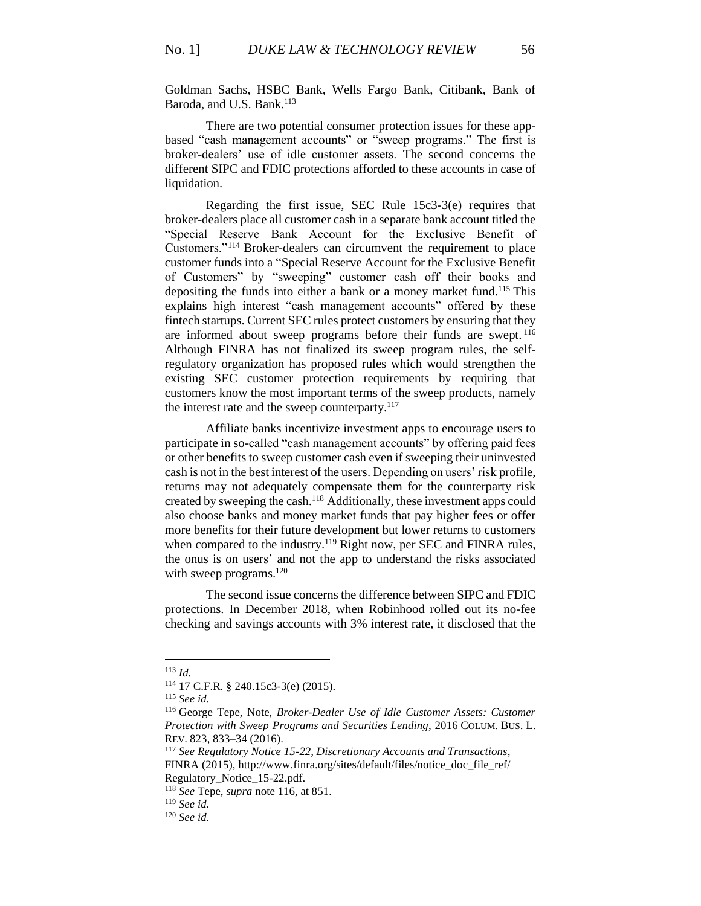Goldman Sachs, HSBC Bank, Wells Fargo Bank, Citibank, Bank of Baroda, and U.S. Bank.[113]

There are two potential consumer protection issues for these app-based "cash management accounts" or "sweep programs." The first is broker-dealers' use of idle customer assets. The second concerns the different SIPC and FDIC protections afforded to these accounts in case of liquidation.

Regarding the first issue, SEC Rule 15c3-3(e) requires that broker-dealers place all customer cash in a separate bank account titled the "Special Reserve Bank Account for the Exclusive Benefit of Customers."[114] Broker-dealers can circumvent the requirement to place customer funds into a "Special Reserve Account for the Exclusive Benefit of Customers" by "sweeping" customer cash off their books and depositing the funds into either a bank or a money market fund.[115] This explains high interest "cash management accounts" offered by these fintech startups. Current SEC rules protect customers by ensuring that they are informed about sweep programs before their funds are swept.[116] Although FINRA has not finalized its sweep program rules, the self-regulatory organization has proposed rules which would strengthen the existing SEC customer protection requirements by requiring that customers know the most important terms of the sweep products, namely the interest rate and the sweep counterparty.[117]

Affiliate banks incentivize investment apps to encourage users to participate in so-called "cash management accounts" by offering paid fees or other benefits to sweep customer cash even if sweeping their uninvested cash is not in the best interest of the users. Depending on users' risk profile, returns may not adequately compensate them for the counterparty risk created by sweeping the cash.[118] Additionally, these investment apps could also choose banks and money market funds that pay higher fees or offer more benefits for their future development but lower returns to customers when compared to the industry.[119] Right now, per SEC and FINRA rules, the onus is on users' and not the app to understand the risks associated with sweep programs.[120]

The second issue concerns the difference between SIPC and FDIC protections. In December 2018, when Robinhood rolled out its no-fee checking and savings accounts with 3% interest rate, it disclosed that the

---

[113] *Id.*

[114] 17 C.F.R. § 240.15c3-3(e) (2015).

[115] *See id.*

[116] George Tepe, Note, *Broker-Dealer Use of Idle Customer Assets: Customer Protection with Sweep Programs and Securities Lending*, 2016 COLUM. BUS. L. REV. 823, 833–34 (2016).

[117] *See Regulatory Notice 15-22, Discretionary Accounts and Transactions*, FINRA (2015), http://www.finra.org/sites/default/files/notice_doc_file_ref/Regulatory_Notice_15-22.pdf.

[118] *See* Tepe, *supra* note 116, at 851.

[119] *See id.*

[120] *See id.*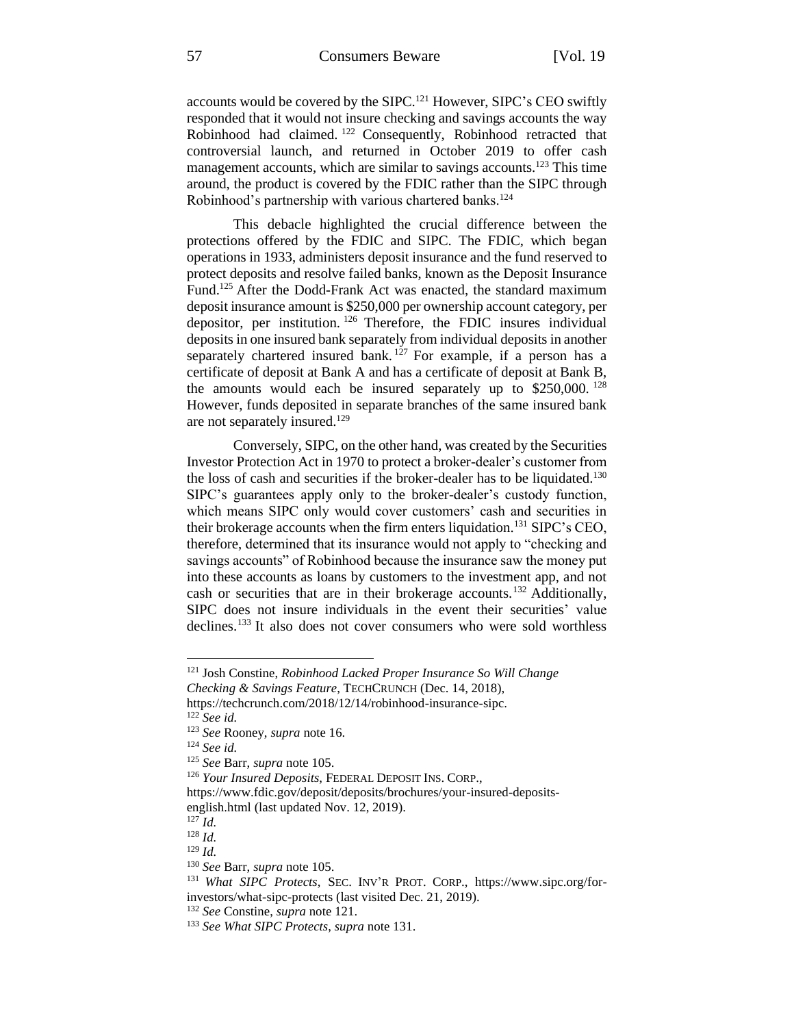accounts would be covered by the SIPC.[121] However, SIPC's CEO swiftly responded that it would not insure checking and savings accounts the way Robinhood had claimed.[122] Consequently, Robinhood retracted that controversial launch, and returned in October 2019 to offer cash management accounts, which are similar to savings accounts.[123] This time around, the product is covered by the FDIC rather than the SIPC through Robinhood's partnership with various chartered banks.[124]

This debacle highlighted the crucial difference between the protections offered by the FDIC and SIPC. The FDIC, which began operations in 1933, administers deposit insurance and the fund reserved to protect deposits and resolve failed banks, known as the Deposit Insurance Fund.[125] After the Dodd-Frank Act was enacted, the standard maximum deposit insurance amount is $250,000 per ownership account category, per depositor, per institution.[126] Therefore, the FDIC insures individual deposits in one insured bank separately from individual deposits in another separately chartered insured bank.[127] For example, if a person has a certificate of deposit at Bank A and has a certificate of deposit at Bank B, the amounts would each be insured separately up to $250,000.[128] However, funds deposited in separate branches of the same insured bank are not separately insured.[129]

Conversely, SIPC, on the other hand, was created by the Securities Investor Protection Act in 1970 to protect a broker-dealer's customer from the loss of cash and securities if the broker-dealer has to be liquidated.[130] SIPC's guarantees apply only to the broker-dealer's custody function, which means SIPC only would cover customers' cash and securities in their brokerage accounts when the firm enters liquidation.[131] SIPC's CEO, therefore, determined that its insurance would not apply to "checking and savings accounts" of Robinhood because the insurance saw the money put into these accounts as loans by customers to the investment app, and not cash or securities that are in their brokerage accounts.[132] Additionally, SIPC does not insure individuals in the event their securities' value declines.[133] It also does not cover consumers who were sold worthless

---

[121] Josh Constine, *Robinhood Lacked Proper Insurance So Will Change Checking & Savings Feature*, TECHCRUNCH (Dec. 14, 2018), https://techcrunch.com/2018/12/14/robinhood-insurance-sipc.

[122] *See id.*

[123] *See* Rooney, *supra* note 16.

[124] *See id.*

[125] *See* Barr, *supra* note 105.

[126] *Your Insured Deposits*, FEDERAL DEPOSIT INS. CORP., https://www.fdic.gov/deposit/deposits/brochures/your-insured-deposits-english.html (last updated Nov. 12, 2019).

[127] *Id.*

[128] *Id.*

[129] *Id.*

[130] *See* Barr, *supra* note 105.

[131] *What SIPC Protects*, SEC. INV'R PROT. CORP., https://www.sipc.org/for-investors/what-sipc-protects (last visited Dec. 21, 2019).

[132] *See* Constine, *supra* note 121.

[133] *See What SIPC Protects*, *supra* note 131.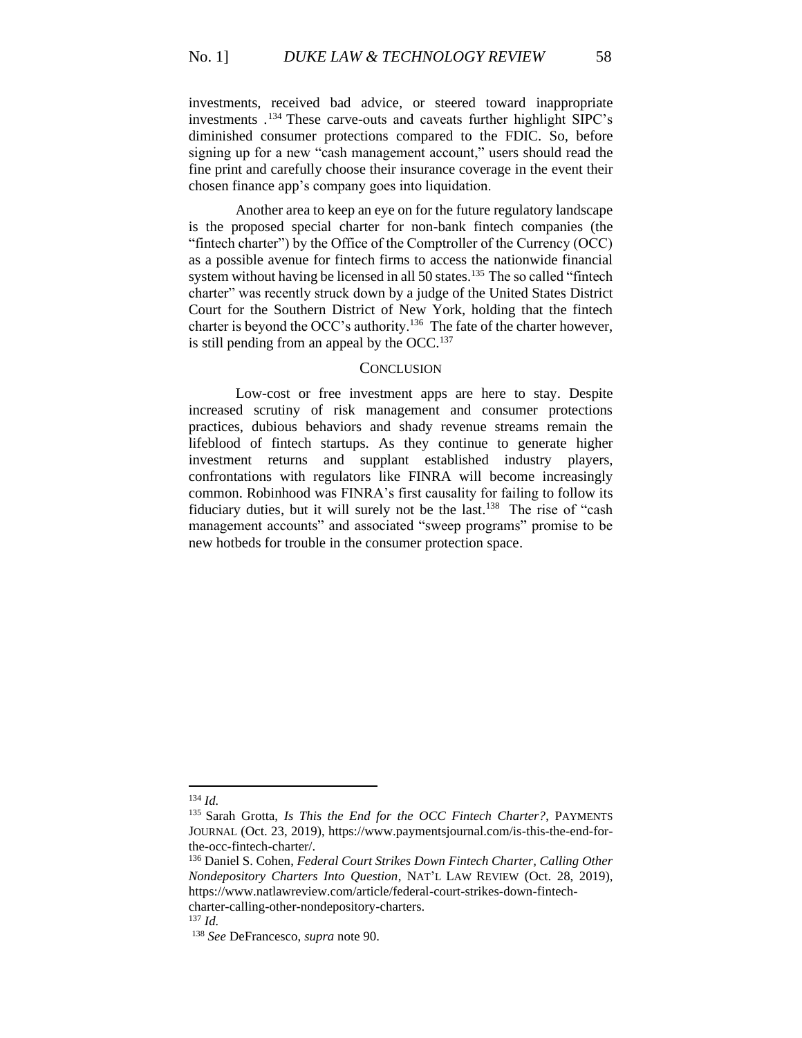investments, received bad advice, or steered toward inappropriate investments .[134] These carve-outs and caveats further highlight SIPC's diminished consumer protections compared to the FDIC. So, before signing up for a new "cash management account," users should read the fine print and carefully choose their insurance coverage in the event their chosen finance app's company goes into liquidation.

Another area to keep an eye on for the future regulatory landscape is the proposed special charter for non-bank fintech companies (the "fintech charter") by the Office of the Comptroller of the Currency (OCC) as a possible avenue for fintech firms to access the nationwide financial system without having be licensed in all 50 states.[135] The so called "fintech charter" was recently struck down by a judge of the United States District Court for the Southern District of New York, holding that the fintech charter is beyond the OCC's authority.[136] The fate of the charter however, is still pending from an appeal by the OCC.[137]

## CONCLUSION

Low-cost or free investment apps are here to stay. Despite increased scrutiny of risk management and consumer protections practices, dubious behaviors and shady revenue streams remain the lifeblood of fintech startups. As they continue to generate higher investment returns and supplant established industry players, confrontations with regulators like FINRA will become increasingly common. Robinhood was FINRA's first causality for failing to follow its fiduciary duties, but it will surely not be the last.[138] The rise of "cash management accounts" and associated "sweep programs" promise to be new hotbeds for trouble in the consumer protection space.

---

[134] *Id.*

[135] Sarah Grotta, *Is This the End for the OCC Fintech Charter?*, PAYMENTS JOURNAL (Oct. 23, 2019), https://www.paymentsjournal.com/is-this-the-end-for-the-occ-fintech-charter/.

[136] Daniel S. Cohen, *Federal Court Strikes Down Fintech Charter, Calling Other Nondepository Charters Into Question*, NAT'L LAW REVIEW (Oct. 28, 2019), https://www.natlawreview.com/article/federal-court-strikes-down-fintech-charter-calling-other-nondepository-charters.

[137] *Id.*

[138] *See* DeFrancesco, *supra* note 90.